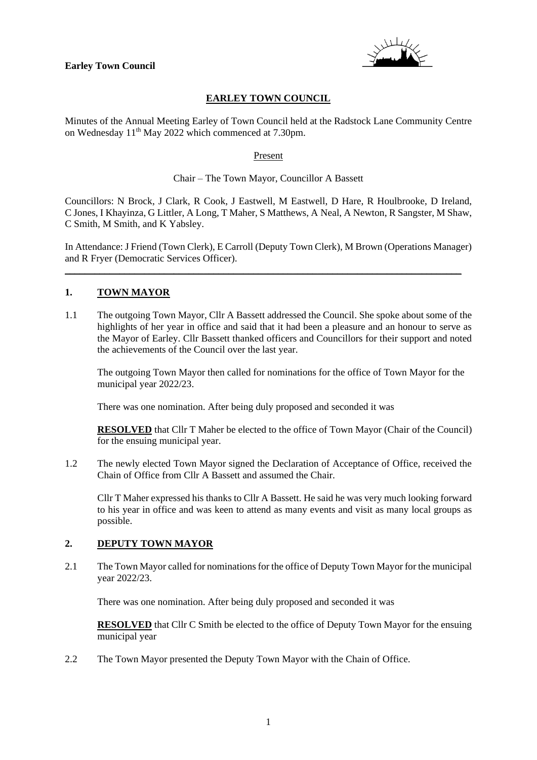**Earley Town Council**

# EARLEY TOWN COUNCIL

Minutes of the Annual Meeting Earley of Town Council held at the Radstock Lane Community Centre on Wednesday 11th May 2022 which commenced at 7.30pm.

Present

Chair – The Town Mayor, Councillor A Bassett

Councillors: N Brock, J Clark, R Cook, J Eastwell, M Eastwell, D Hare, R Houlbrooke, D Ireland, C Jones, I Khayinza, G Littler, A Long, T Maher, S Matthews, A Neal, A Newton, R Sangster, M Shaw, C Smith, M Smith, and K Yabsley.

In Attendance: J Friend (Town Clerk), E Carroll (Deputy Town Clerk), M Brown (Operations Manager) and R Fryer (Democratic Services Officer).

---

## 1. TOWN MAYOR

1.1 The outgoing Town Mayor, Cllr A Bassett addressed the Council. She spoke about some of the highlights of her year in office and said that it had been a pleasure and an honour to serve as the Mayor of Earley. Cllr Bassett thanked officers and Councillors for their support and noted the achievements of the Council over the last year.

The outgoing Town Mayor then called for nominations for the office of Town Mayor for the municipal year 2022/23.

There was one nomination. After being duly proposed and seconded it was

**RESOLVED** that Cllr T Maher be elected to the office of Town Mayor (Chair of the Council) for the ensuing municipal year.

1.2 The newly elected Town Mayor signed the Declaration of Acceptance of Office, received the Chain of Office from Cllr A Bassett and assumed the Chair.

Cllr T Maher expressed his thanks to Cllr A Bassett. He said he was very much looking forward to his year in office and was keen to attend as many events and visit as many local groups as possible.

## 2. DEPUTY TOWN MAYOR

2.1 The Town Mayor called for nominations for the office of Deputy Town Mayor for the municipal year 2022/23.

There was one nomination. After being duly proposed and seconded it was

**RESOLVED** that Cllr C Smith be elected to the office of Deputy Town Mayor for the ensuing municipal year

2.2 The Town Mayor presented the Deputy Town Mayor with the Chain of Office.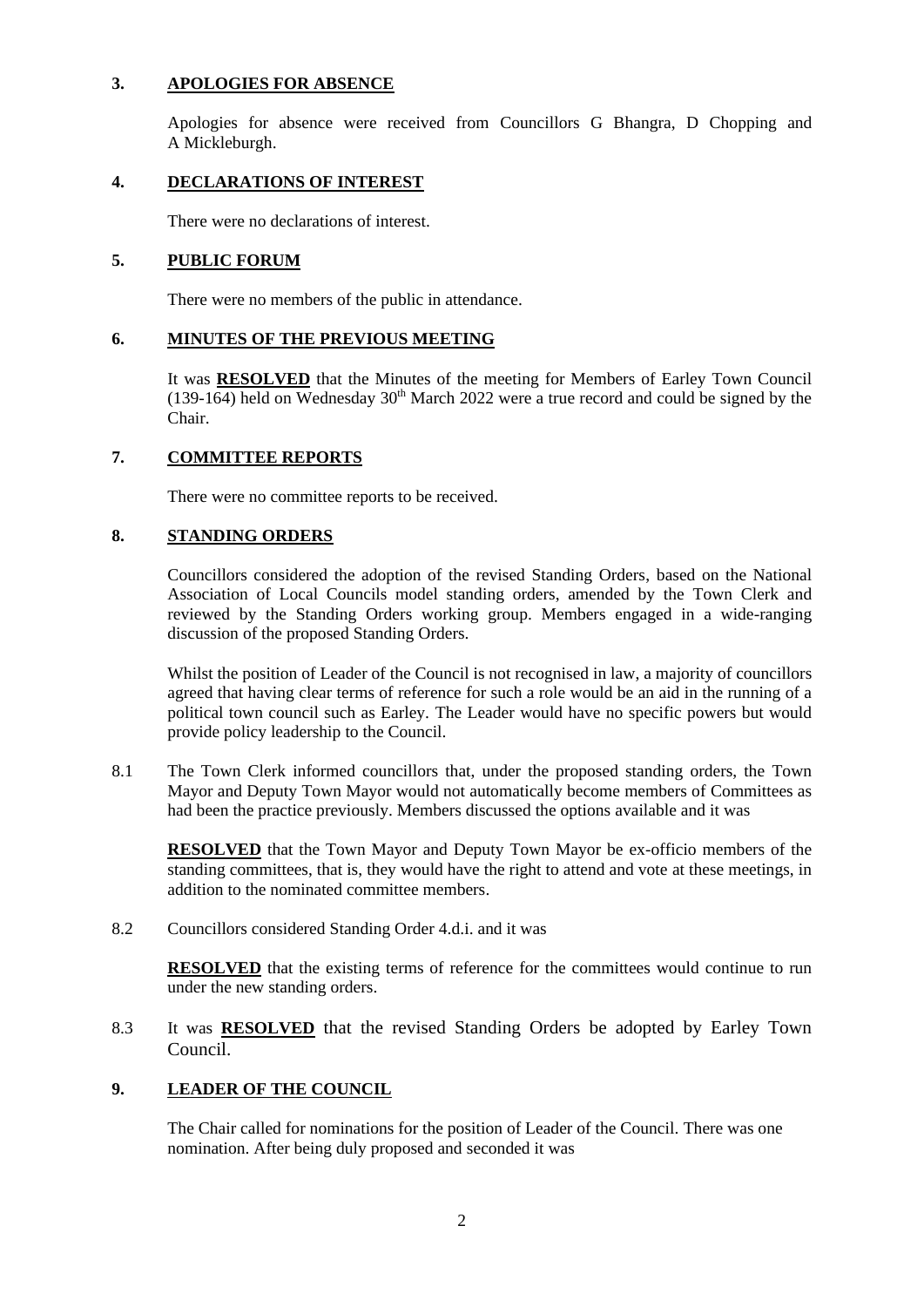## 3. **APOLOGIES FOR ABSENCE**

Apologies for absence were received from Councillors G Bhangra, D Chopping and A Mickleburgh.

## 4. **DECLARATIONS OF INTEREST**

There were no declarations of interest.

## 5. **PUBLIC FORUM**

There were no members of the public in attendance.

## 6. **MINUTES OF THE PREVIOUS MEETING**

It was **RESOLVED** that the Minutes of the meeting for Members of Earley Town Council (139-164) held on Wednesday 30th March 2022 were a true record and could be signed by the Chair.

## 7. **COMMITTEE REPORTS**

There were no committee reports to be received.

## 8. **STANDING ORDERS**

Councillors considered the adoption of the revised Standing Orders, based on the National Association of Local Councils model standing orders, amended by the Town Clerk and reviewed by the Standing Orders working group. Members engaged in a wide-ranging discussion of the proposed Standing Orders.

Whilst the position of Leader of the Council is not recognised in law, a majority of councillors agreed that having clear terms of reference for such a role would be an aid in the running of a political town council such as Earley. The Leader would have no specific powers but would provide policy leadership to the Council.

8.1 The Town Clerk informed councillors that, under the proposed standing orders, the Town Mayor and Deputy Town Mayor would not automatically become members of Committees as had been the practice previously. Members discussed the options available and it was

**RESOLVED** that the Town Mayor and Deputy Town Mayor be ex-officio members of the standing committees, that is, they would have the right to attend and vote at these meetings, in addition to the nominated committee members.

8.2 Councillors considered Standing Order 4.d.i. and it was

**RESOLVED** that the existing terms of reference for the committees would continue to run under the new standing orders.

8.3 It was **RESOLVED** that the revised Standing Orders be adopted by Earley Town Council.

## 9. **LEADER OF THE COUNCIL**

The Chair called for nominations for the position of Leader of the Council. There was one nomination. After being duly proposed and seconded it was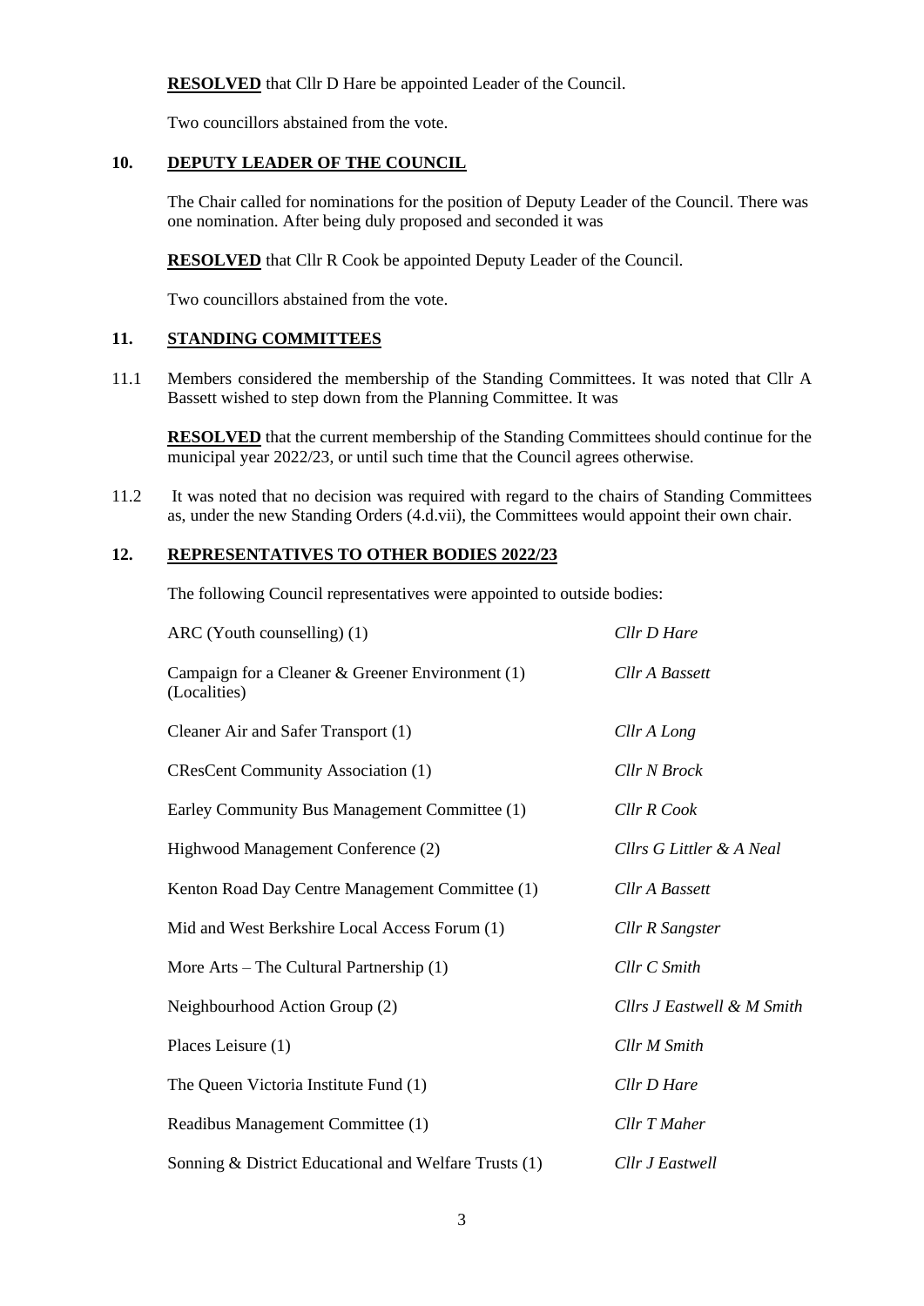**RESOLVED** that Cllr D Hare be appointed Leader of the Council.

Two councillors abstained from the vote.

## 10. DEPUTY LEADER OF THE COUNCIL

The Chair called for nominations for the position of Deputy Leader of the Council. There was one nomination. After being duly proposed and seconded it was

**RESOLVED** that Cllr R Cook be appointed Deputy Leader of the Council.

Two councillors abstained from the vote.

## 11. STANDING COMMITTEES

11.1 Members considered the membership of the Standing Committees. It was noted that Cllr A Bassett wished to step down from the Planning Committee. It was

**RESOLVED** that the current membership of the Standing Committees should continue for the municipal year 2022/23, or until such time that the Council agrees otherwise.

11.2 It was noted that no decision was required with regard to the chairs of Standing Committees as, under the new Standing Orders (4.d.vii), the Committees would appoint their own chair.

## 12. REPRESENTATIVES TO OTHER BODIES 2022/23

The following Council representatives were appointed to outside bodies:

| | |
|---|---|
| ARC (Youth counselling) (1) | *Cllr D Hare* |
| Campaign for a Cleaner & Greener Environment (1) (Localities) | *Cllr A Bassett* |
| Cleaner Air and Safer Transport (1) | *Cllr A Long* |
| CResCent Community Association (1) | *Cllr N Brock* |
| Earley Community Bus Management Committee (1) | *Cllr R Cook* |
| Highwood Management Conference (2) | *Cllrs G Littler & A Neal* |
| Kenton Road Day Centre Management Committee (1) | *Cllr A Bassett* |
| Mid and West Berkshire Local Access Forum (1) | *Cllr R Sangster* |
| More Arts – The Cultural Partnership (1) | *Cllr C Smith* |
| Neighbourhood Action Group (2) | *Cllrs J Eastwell & M Smith* |
| Places Leisure (1) | *Cllr M Smith* |
| The Queen Victoria Institute Fund (1) | *Cllr D Hare* |
| Readibus Management Committee (1) | *Cllr T Maher* |
| Sonning & District Educational and Welfare Trusts (1) | *Cllr J Eastwell* |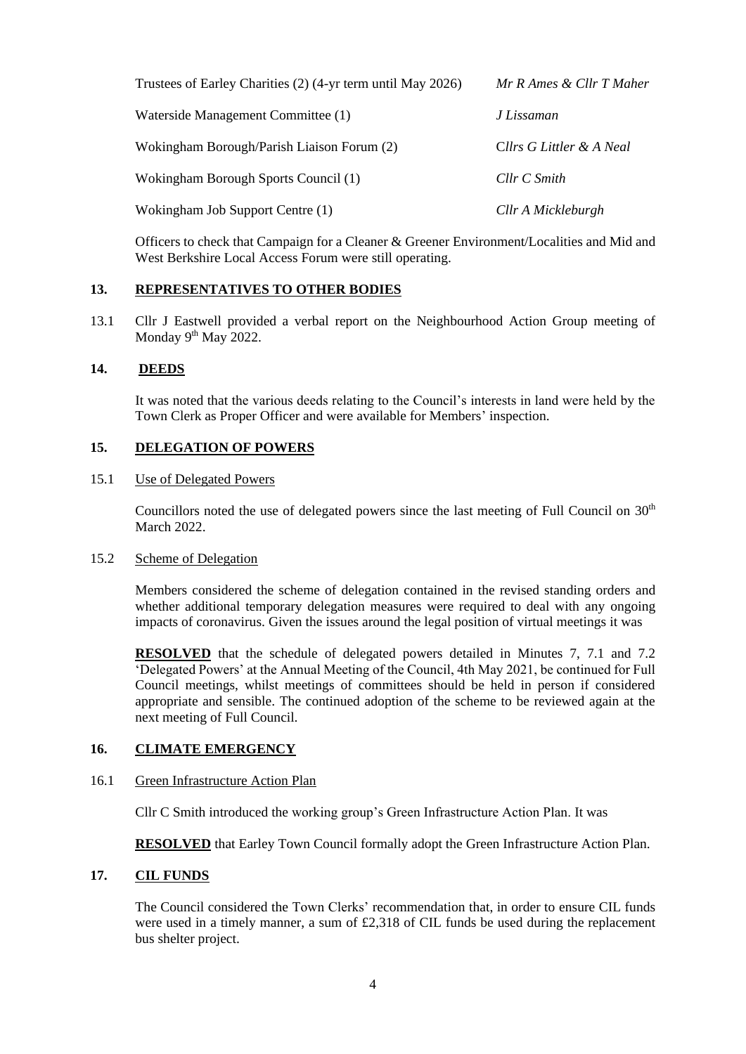| | |
|---|---|
| Trustees of Earley Charities (2) (4-yr term until May 2026) | *Mr R Ames & Cllr T Maher* |
| Waterside Management Committee (1) | *J Lissaman* |
| Wokingham Borough/Parish Liaison Forum (2) | *Cllrs G Littler & A Neal* |
| Wokingham Borough Sports Council (1) | *Cllr C Smith* |
| Wokingham Job Support Centre (1) | *Cllr A Mickleburgh* |

Officers to check that Campaign for a Cleaner & Greener Environment/Localities and Mid and West Berkshire Local Access Forum were still operating.

## 13. REPRESENTATIVES TO OTHER BODIES

13.1 Cllr J Eastwell provided a verbal report on the Neighbourhood Action Group meeting of Monday 9th May 2022.

## 14. DEEDS

It was noted that the various deeds relating to the Council's interests in land were held by the Town Clerk as Proper Officer and were available for Members' inspection.

## 15. DELEGATION OF POWERS

15.1 Use of Delegated Powers

Councillors noted the use of delegated powers since the last meeting of Full Council on 30th March 2022.

15.2 Scheme of Delegation

Members considered the scheme of delegation contained in the revised standing orders and whether additional temporary delegation measures were required to deal with any ongoing impacts of coronavirus. Given the issues around the legal position of virtual meetings it was

**RESOLVED** that the schedule of delegated powers detailed in Minutes 7, 7.1 and 7.2 'Delegated Powers' at the Annual Meeting of the Council, 4th May 2021, be continued for Full Council meetings, whilst meetings of committees should be held in person if considered appropriate and sensible. The continued adoption of the scheme to be reviewed again at the next meeting of Full Council.

## 16. CLIMATE EMERGENCY

16.1 Green Infrastructure Action Plan

Cllr C Smith introduced the working group's Green Infrastructure Action Plan. It was

**RESOLVED** that Earley Town Council formally adopt the Green Infrastructure Action Plan.

## 17. CIL FUNDS

The Council considered the Town Clerks' recommendation that, in order to ensure CIL funds were used in a timely manner, a sum of £2,318 of CIL funds be used during the replacement bus shelter project.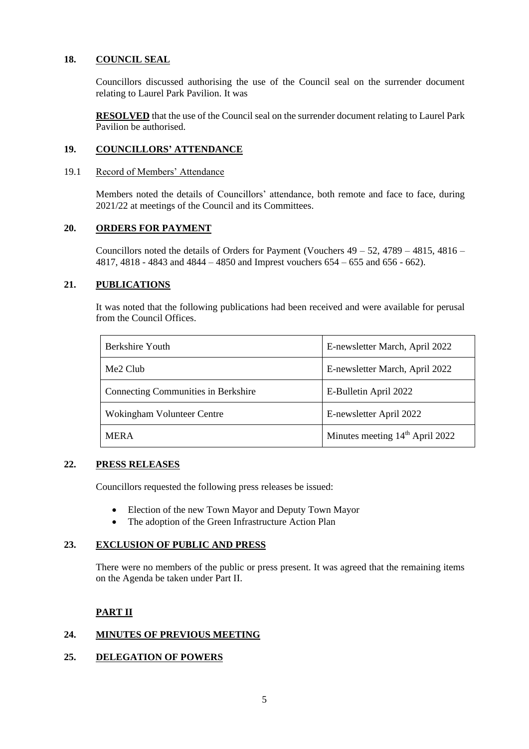## 18. COUNCIL SEAL

Councillors discussed authorising the use of the Council seal on the surrender document relating to Laurel Park Pavilion. It was

**RESOLVED** that the use of the Council seal on the surrender document relating to Laurel Park Pavilion be authorised.

## 19. COUNCILLORS' ATTENDANCE

### 19.1 Record of Members' Attendance

Members noted the details of Councillors' attendance, both remote and face to face, during 2021/22 at meetings of the Council and its Committees.

## 20. ORDERS FOR PAYMENT

Councillors noted the details of Orders for Payment (Vouchers 49 – 52, 4789 – 4815, 4816 – 4817, 4818 - 4843 and 4844 – 4850 and Imprest vouchers 654 – 655 and 656 - 662).

## 21. PUBLICATIONS

It was noted that the following publications had been received and were available for perusal from the Council Offices.

| | |
|---|---|
| Berkshire Youth | E-newsletter March, April 2022 |
| Me2 Club | E-newsletter March, April 2022 |
| Connecting Communities in Berkshire | E-Bulletin April 2022 |
| Wokingham Volunteer Centre | E-newsletter April 2022 |
| MERA | Minutes meeting 14th April 2022 |

## 22. PRESS RELEASES

Councillors requested the following press releases be issued:

- Election of the new Town Mayor and Deputy Town Mayor
- The adoption of the Green Infrastructure Action Plan

## 23. EXCLUSION OF PUBLIC AND PRESS

There were no members of the public or press present. It was agreed that the remaining items on the Agenda be taken under Part II.

## PART II

## 24. MINUTES OF PREVIOUS MEETING

## 25. DELEGATION OF POWERS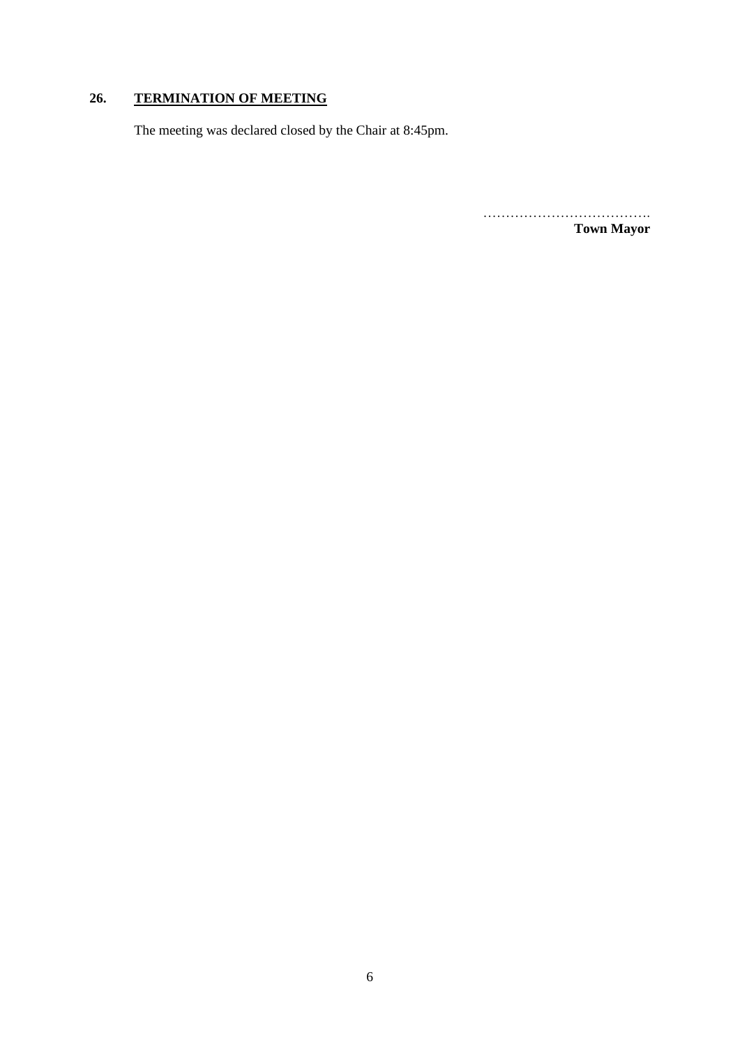## 26. TERMINATION OF MEETING

The meeting was declared closed by the Chair at 8:45pm.

……………………………….
**Town Mayor**